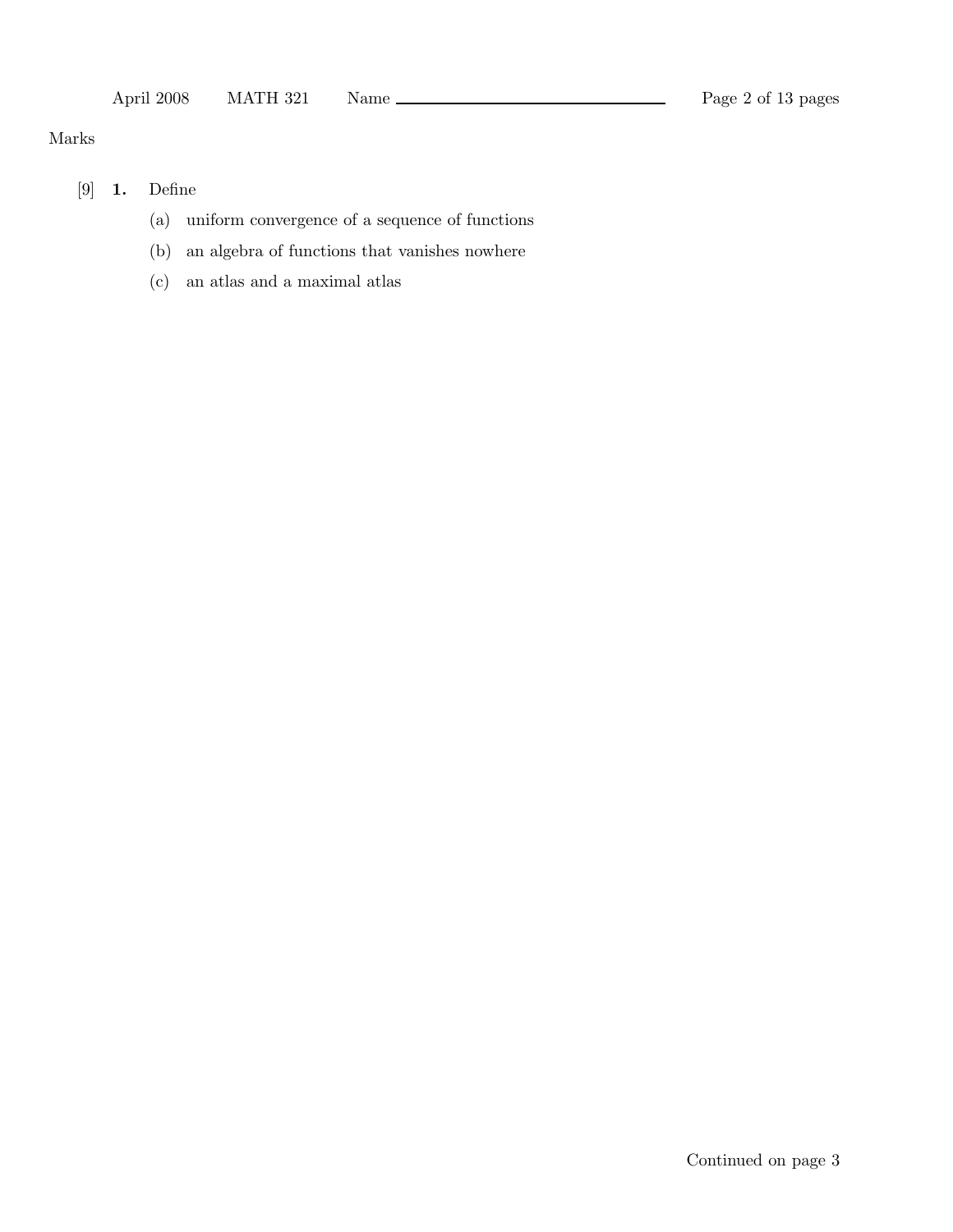Marks

[9] **1.** Define

(a) uniform convergence of a sequence of functions

(b) an algebra of functions that vanishes nowhere

(c) an atlas and a maximal atlas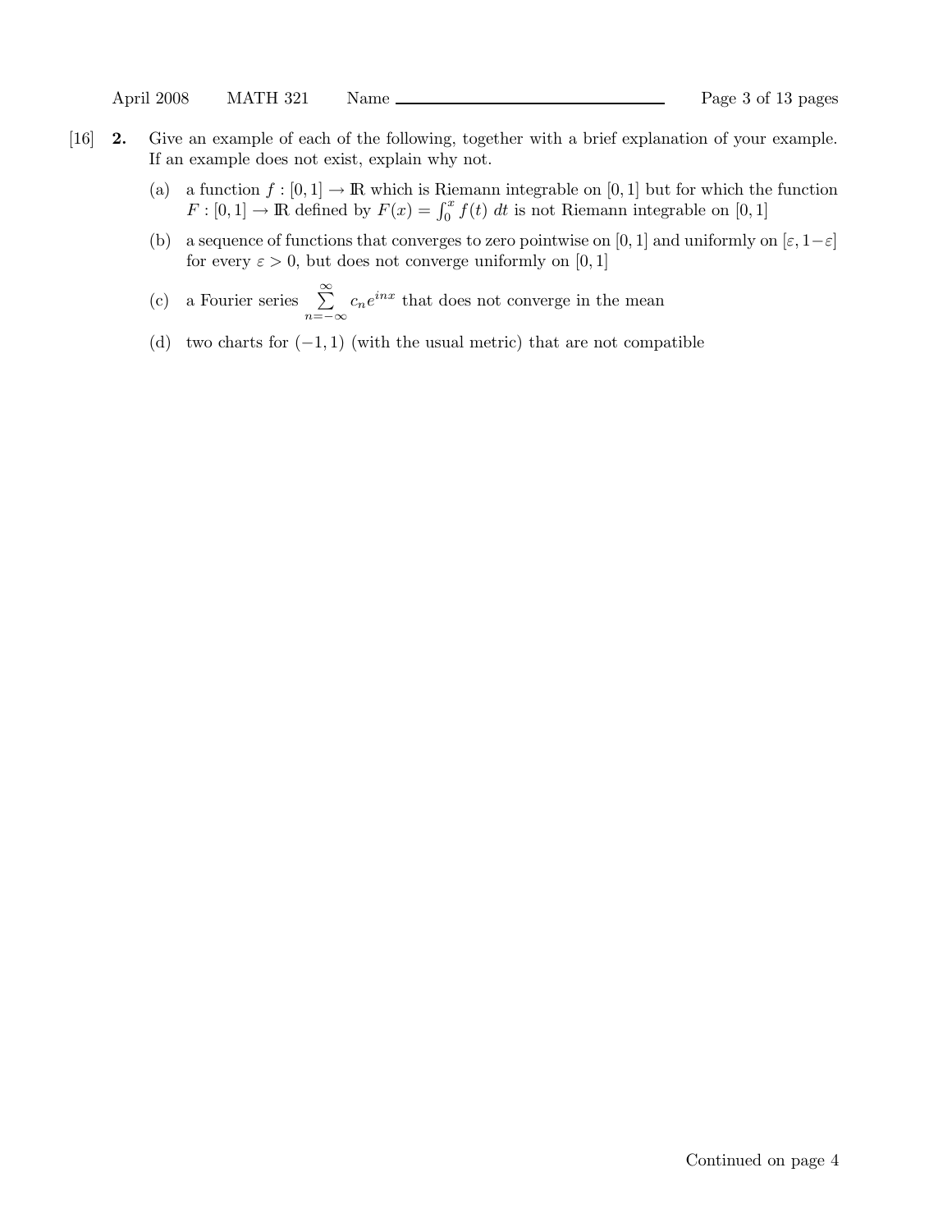[16] **2.** Give an example of each of the following, together with a brief explanation of your example. If an example does not exist, explain why not.

(a) a function $f : [0, 1] \to \mathbb{R}$ which is Riemann integrable on $[0, 1]$ but for which the function $F : [0, 1] \to \mathbb{R}$ defined by $F(x) = \int_0^x f(t)\, dt$ is not Riemann integrable on $[0, 1]$

(b) a sequence of functions that converges to zero pointwise on $[0, 1]$ and uniformly on $[\varepsilon, 1-\varepsilon]$ for every $\varepsilon > 0$, but does not converge uniformly on $[0, 1]$

(c) a Fourier series $\sum_{n=-\infty}^{\infty} c_n e^{inx}$ that does not converge in the mean

(d) two charts for $(-1, 1)$ (with the usual metric) that are not compatible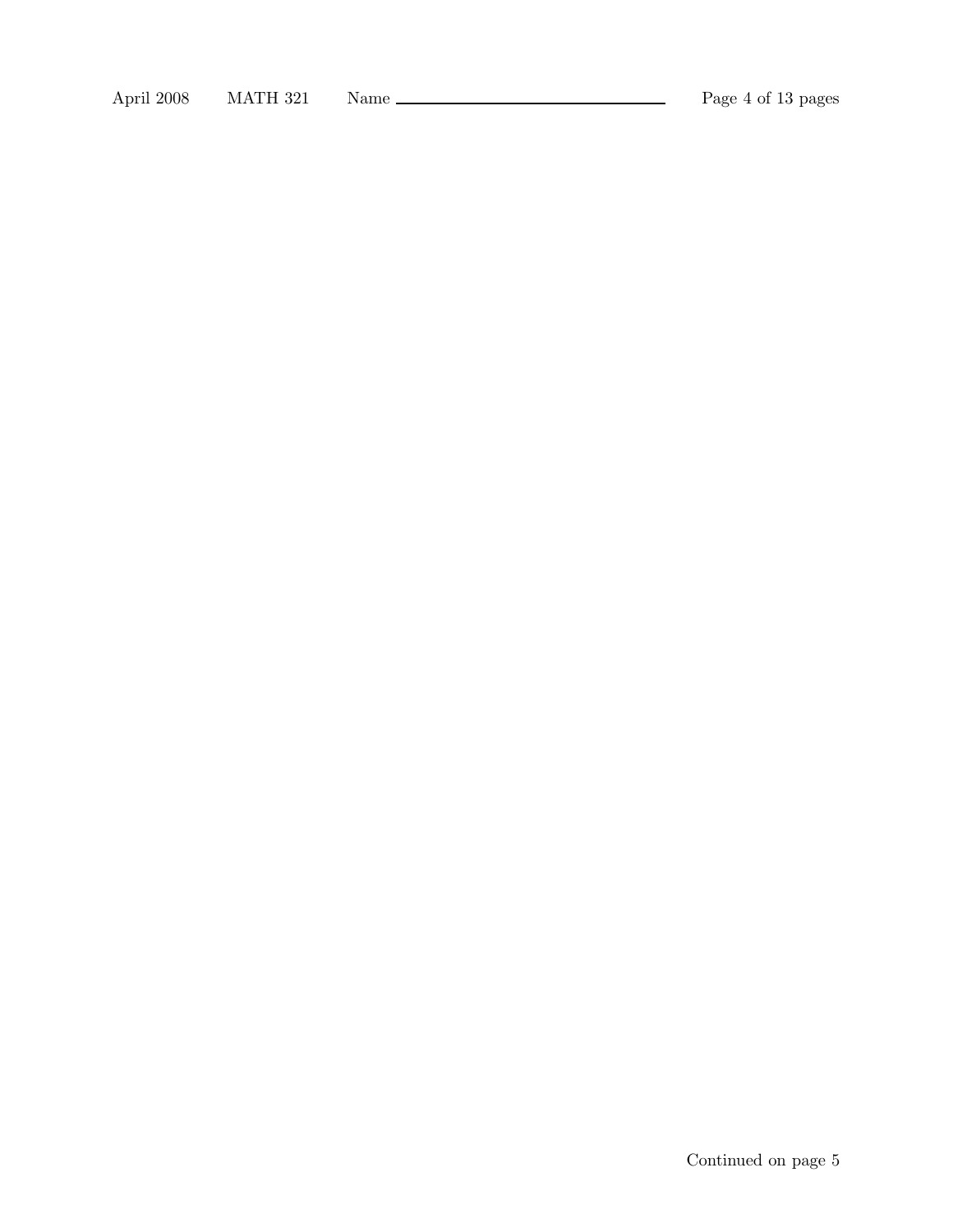Continued on page 5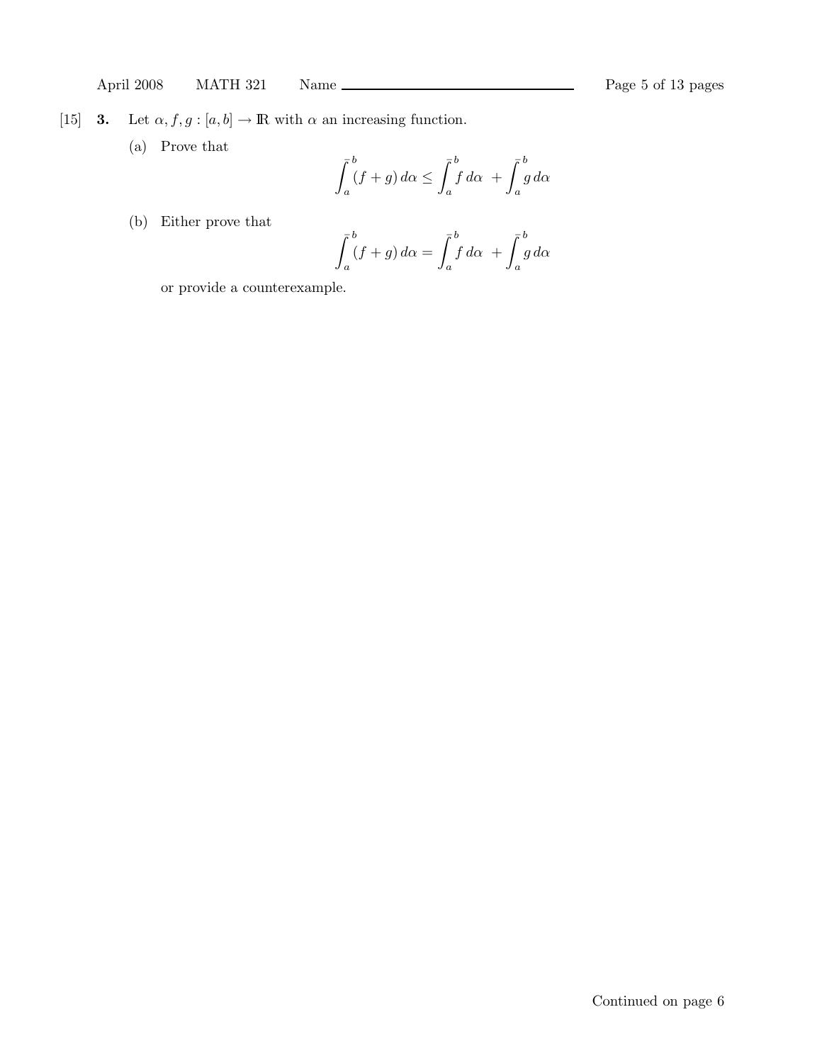[15] **3.** Let $\alpha, f, g : [a, b] \to \mathbb{R}$ with $\alpha$ an increasing function.

(a) Prove that

$$\bar{\int_a^b} (f + g)\, d\alpha \leq \bar{\int_a^b} f\, d\alpha \; + \bar{\int_a^b} g\, d\alpha$$

(b) Either prove that

$$\bar{\int_a^b} (f + g)\, d\alpha = \bar{\int_a^b} f\, d\alpha \; + \bar{\int_a^b} g\, d\alpha$$

or provide a counterexample.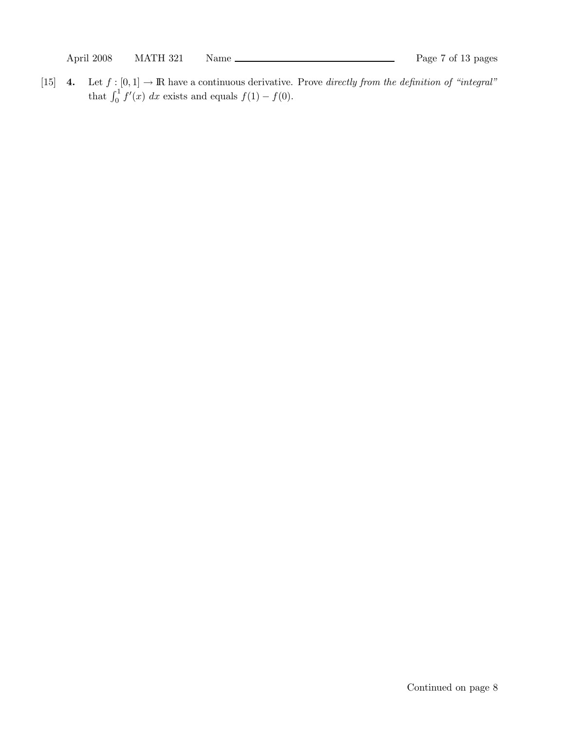[15] **4.** Let $f : [0, 1] \to \mathbb{R}$ have a continuous derivative. Prove *directly from the definition of "integral"* that $\int_0^1 f'(x)\, dx$ exists and equals $f(1) - f(0)$.

Continued on page 8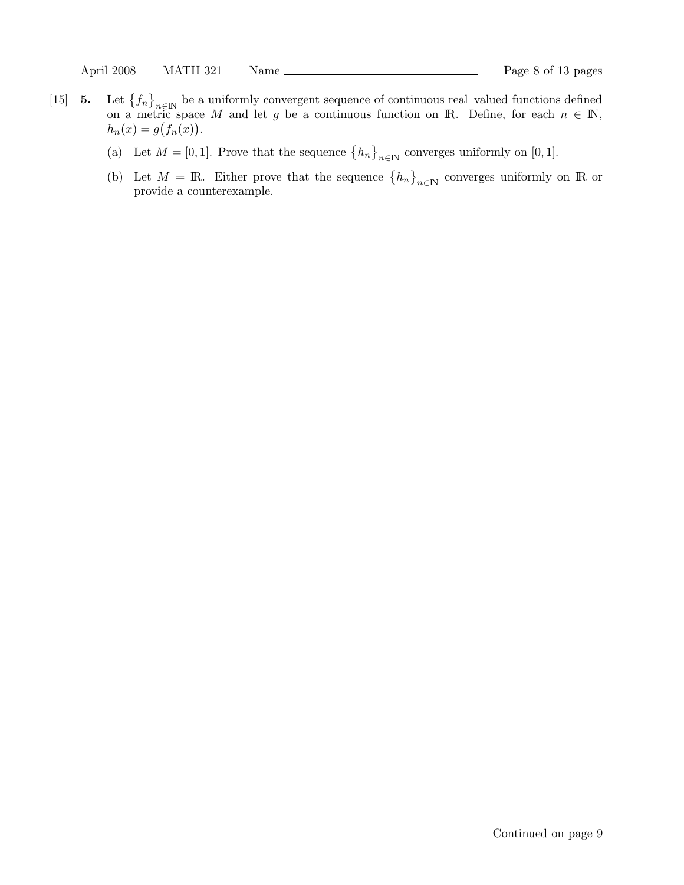[15] **5.** Let $\{f_n\}_{n\in\mathbb{N}}$ be a uniformly convergent sequence of continuous real–valued functions defined on a metric space $M$ and let $g$ be a continuous function on $\mathbb{R}$. Define, for each $n \in \mathbb{N}$, $h_n(x) = g\big(f_n(x)\big)$.

(a) Let $M = [0, 1]$. Prove that the sequence $\{h_n\}_{n\in\mathbb{N}}$ converges uniformly on $[0, 1]$.

(b) Let $M = \mathbb{R}$. Either prove that the sequence $\{h_n\}_{n\in\mathbb{N}}$ converges uniformly on $\mathbb{R}$ or provide a counterexample.

Continued on page 9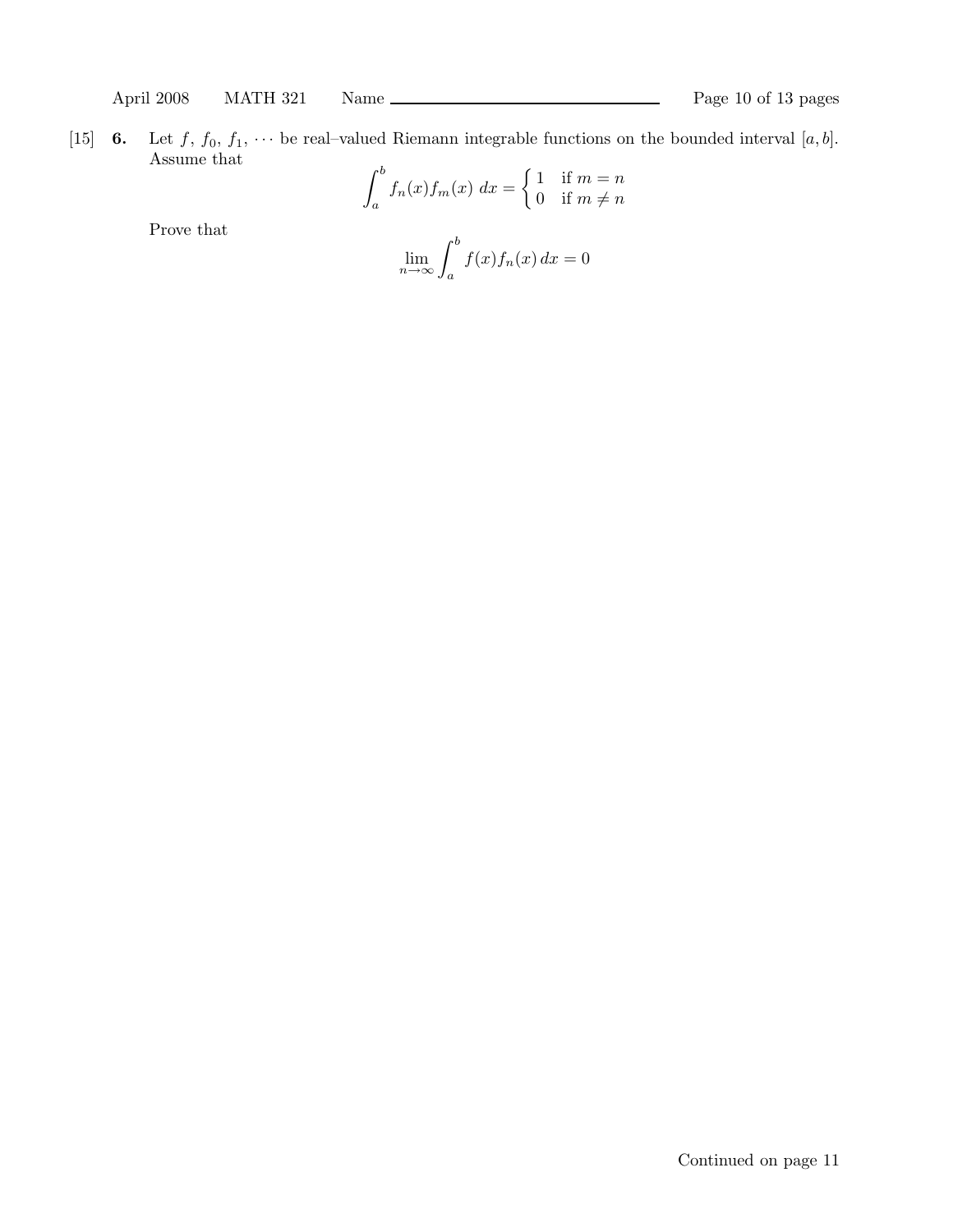[15] **6.** Let $f$, $f_0$, $f_1$, $\cdots$ be real–valued Riemann integrable functions on the bounded interval $[a, b]$. Assume that

$$\int_a^b f_n(x) f_m(x)\, dx = \begin{cases} 1 & \text{if } m = n \\ 0 & \text{if } m \neq n \end{cases}$$

Prove that

$$\lim_{n \to \infty} \int_a^b f(x) f_n(x)\, dx = 0$$

Continued on page 11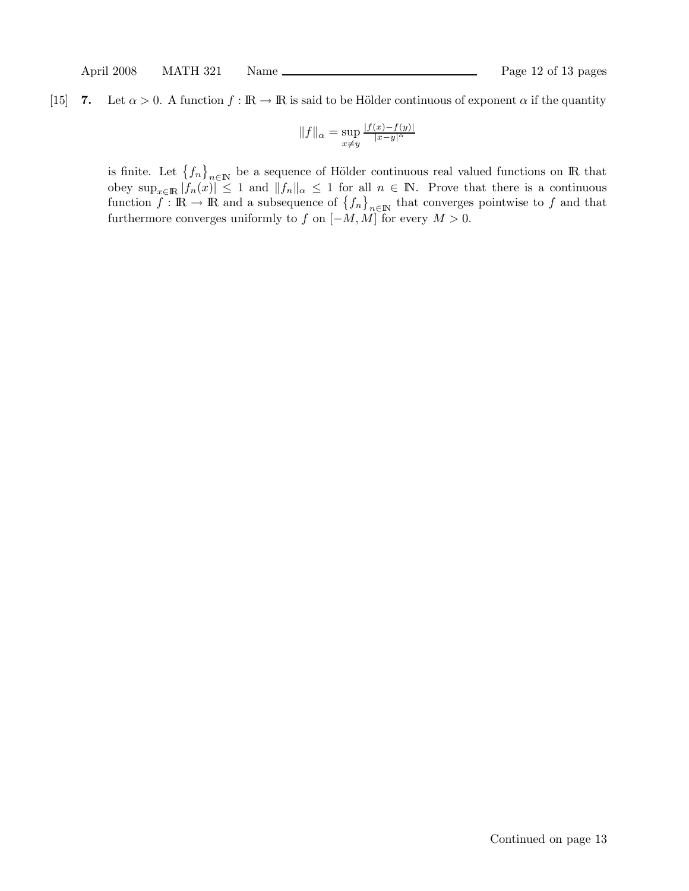[15] **7.** Let $\alpha > 0$. A function $f : \mathbb{R} \to \mathbb{R}$ is said to be Hölder continuous of exponent $\alpha$ if the quantity

$$\|f\|_\alpha = \sup_{x \neq y} \frac{|f(x)-f(y)|}{|x-y|^\alpha}$$

is finite. Let $\{f_n\}_{n \in \mathbb{N}}$ be a sequence of Hölder continuous real valued functions on $\mathbb{R}$ that obey $\sup_{x \in \mathbb{R}} |f_n(x)| \leq 1$ and $\|f_n\|_\alpha \leq 1$ for all $n \in \mathbb{N}$. Prove that there is a continuous function $f : \mathbb{R} \to \mathbb{R}$ and a subsequence of $\{f_n\}_{n \in \mathbb{N}}$ that converges pointwise to $f$ and that furthermore converges uniformly to $f$ on $[-M, M]$ for every $M > 0$.

Continued on page 13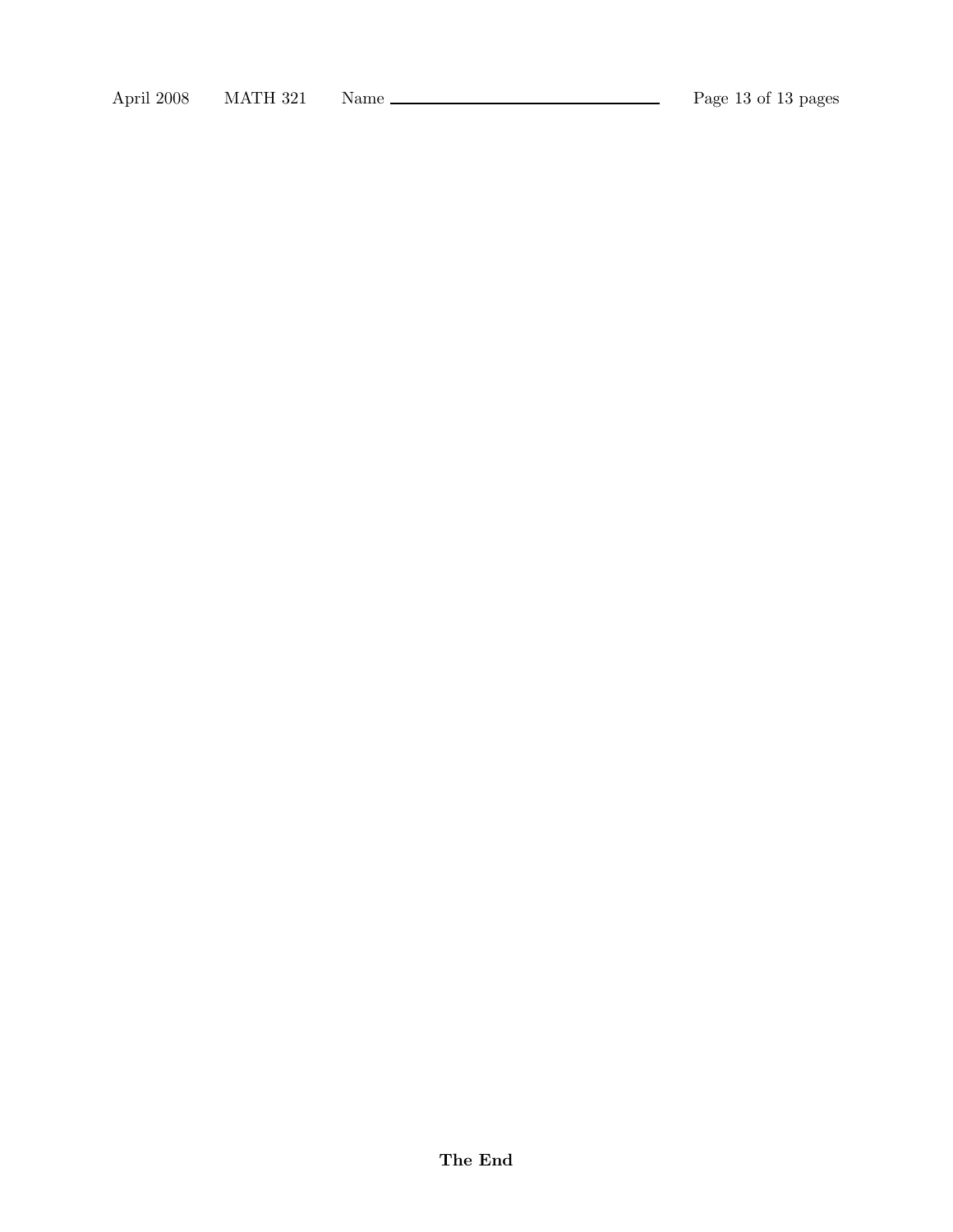**The End**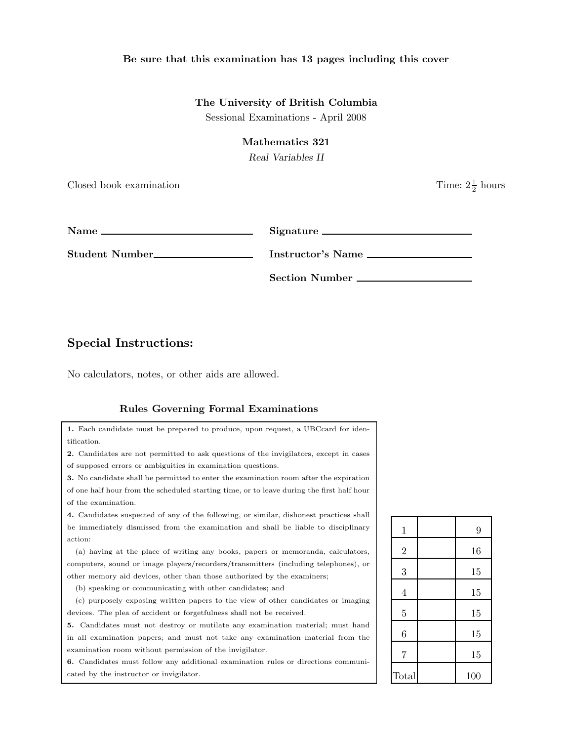**Be sure that this examination has 13 pages including this cover**

**The University of British Columbia**

Sessional Examinations - April 2008

**Mathematics 321**

*Real Variables II*

Closed book examination

Time: $2\frac{1}{2}$ hours

**Name** ______________________________

**Signature** ______________________________

**Student Number** ______________________________

**Instructor's Name** ______________________________

**Section Number** ______________________________

## Special Instructions:

No calculators, notes, or other aids are allowed.

### Rules Governing Formal Examinations

**1.** Each candidate must be prepared to produce, upon request, a UBCcard for identification.

**2.** Candidates are not permitted to ask questions of the invigilators, except in cases of supposed errors or ambiguities in examination questions.

**3.** No candidate shall be permitted to enter the examination room after the expiration of one half hour from the scheduled starting time, or to leave during the first half hour of the examination.

**4.** Candidates suspected of any of the following, or similar, dishonest practices shall be immediately dismissed from the examination and shall be liable to disciplinary action:

(a) having at the place of writing any books, papers or memoranda, calculators, computers, sound or image players/recorders/transmitters (including telephones), or other memory aid devices, other than those authorized by the examiners;

(b) speaking or communicating with other candidates; and

(c) purposely exposing written papers to the view of other candidates or imaging devices. The plea of accident or forgetfulness shall not be received.

**5.** Candidates must not destroy or mutilate any examination material; must hand in all examination papers; and must not take any examination material from the examination room without permission of the invigilator.

**6.** Candidates must follow any additional examination rules or directions communicated by the instructor or invigilator.

| | | |
|---|---|---|
| 1 | | 9 |
| 2 | | 16 |
| 3 | | 15 |
| 4 | | 15 |
| 5 | | 15 |
| 6 | | 15 |
| 7 | | 15 |
| Total | | 100 |